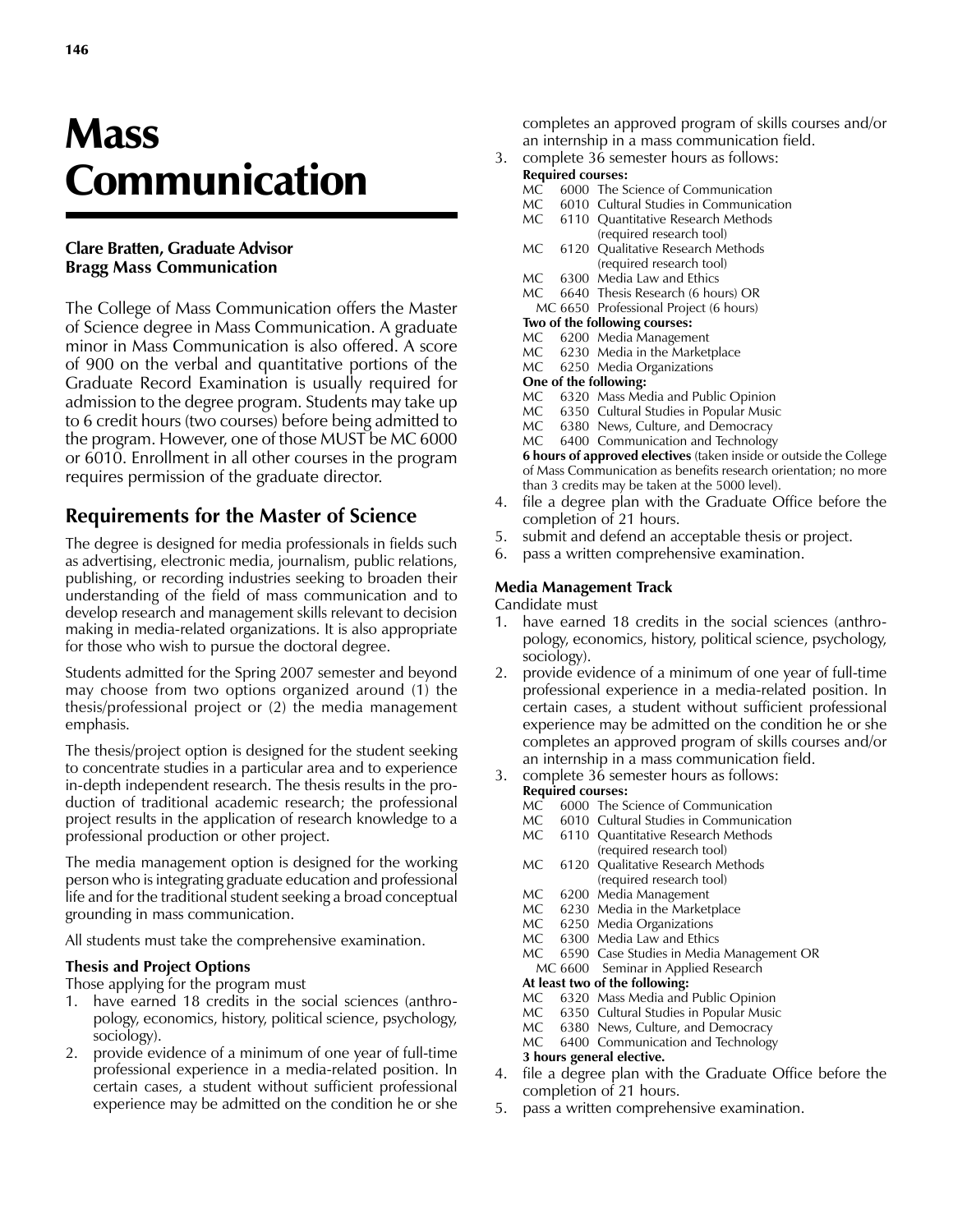# Mass Communication

**Clare Bratten, Graduate Advisor**
**Bragg Mass Communication**

The College of Mass Communication offers the Master of Science degree in Mass Communication. A graduate minor in Mass Communication is also offered. A score of 900 on the verbal and quantitative portions of the Graduate Record Examination is usually required for admission to the degree program. Students may take up to 6 credit hours (two courses) before being admitted to the program. However, one of those MUST be MC 6000 or 6010. Enrollment in all other courses in the program requires permission of the graduate director.

## Requirements for the Master of Science

The degree is designed for media professionals in fields such as advertising, electronic media, journalism, public relations, publishing, or recording industries seeking to broaden their understanding of the field of mass communication and to develop research and management skills relevant to decision making in media-related organizations. It is also appropriate for those who wish to pursue the doctoral degree.

Students admitted for the Spring 2007 semester and beyond may choose from two options organized around (1) the thesis/professional project or (2) the media management emphasis.

The thesis/project option is designed for the student seeking to concentrate studies in a particular area and to experience in-depth independent research. The thesis results in the production of traditional academic research; the professional project results in the application of research knowledge to a professional production or other project.

The media management option is designed for the working person who is integrating graduate education and professional life and for the traditional student seeking a broad conceptual grounding in mass communication.

All students must take the comprehensive examination.

### Thesis and Project Options

Those applying for the program must

1. have earned 18 credits in the social sciences (anthropology, economics, history, political science, psychology, sociology).
2. provide evidence of a minimum of one year of full-time professional experience in a media-related position. In certain cases, a student without sufficient professional experience may be admitted on the condition he or she completes an approved program of skills courses and/or an internship in a mass communication field.
3. complete 36 semester hours as follows:

   **Required courses:**
   - MC 6000 The Science of Communication
   - MC 6010 Cultural Studies in Communication
   - MC 6110 Quantitative Research Methods (required research tool)
   - MC 6120 Qualitative Research Methods (required research tool)
   - MC 6300 Media Law and Ethics
   - MC 6640 Thesis Research (6 hours) OR MC 6650 Professional Project (6 hours)

   **Two of the following courses:**
   - MC 6200 Media Management
   - MC 6230 Media in the Marketplace
   - MC 6250 Media Organizations

   **One of the following:**
   - MC 6320 Mass Media and Public Opinion
   - MC 6350 Cultural Studies in Popular Music
   - MC 6380 News, Culture, and Democracy
   - MC 6400 Communication and Technology

   **6 hours of approved electives** (taken inside or outside the College of Mass Communication as benefits research orientation; no more than 3 credits may be taken at the 5000 level).
4. file a degree plan with the Graduate Office before the completion of 21 hours.
5. submit and defend an acceptable thesis or project.
6. pass a written comprehensive examination.

### Media Management Track

Candidate must

1. have earned 18 credits in the social sciences (anthropology, economics, history, political science, psychology, sociology).
2. provide evidence of a minimum of one year of full-time professional experience in a media-related position. In certain cases, a student without sufficient professional experience may be admitted on the condition he or she completes an approved program of skills courses and/or an internship in a mass communication field.
3. complete 36 semester hours as follows:

   **Required courses:**
   - MC 6000 The Science of Communication
   - MC 6010 Cultural Studies in Communication
   - MC 6110 Quantitative Research Methods (required research tool)
   - MC 6120 Qualitative Research Methods (required research tool)
   - MC 6200 Media Management
   - MC 6230 Media in the Marketplace
   - MC 6250 Media Organizations
   - MC 6300 Media Law and Ethics
   - MC 6590 Case Studies in Media Management OR MC 6600 Seminar in Applied Research

   **At least two of the following:**
   - MC 6320 Mass Media and Public Opinion
   - MC 6350 Cultural Studies in Popular Music
   - MC 6380 News, Culture, and Democracy
   - MC 6400 Communication and Technology

   **3 hours general elective.**
4. file a degree plan with the Graduate Office before the completion of 21 hours.
5. pass a written comprehensive examination.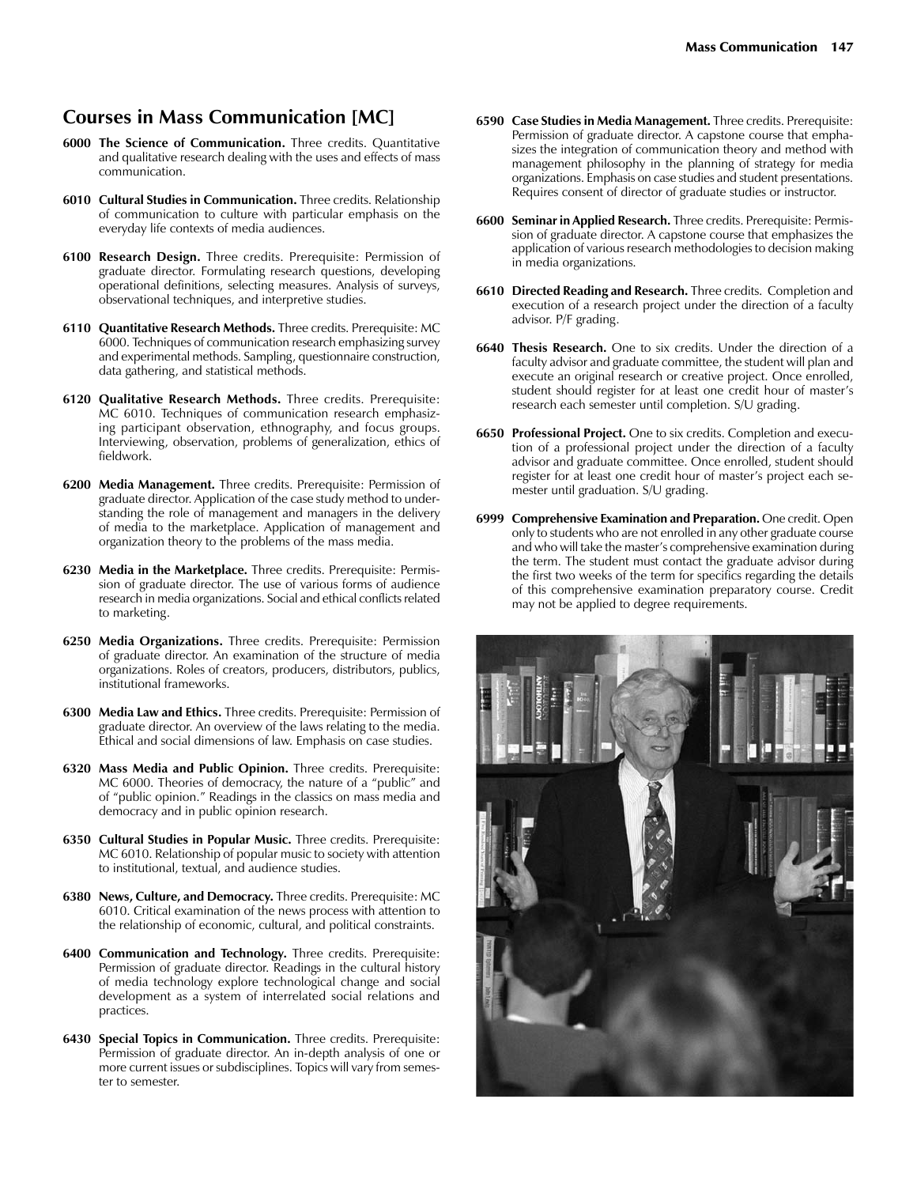## Courses in Mass Communication [MC]

**6000 The Science of Communication.** Three credits. Quantitative and qualitative research dealing with the uses and effects of mass communication.

**6010 Cultural Studies in Communication.** Three credits. Relationship of communication to culture with particular emphasis on the everyday life contexts of media audiences.

**6100 Research Design.** Three credits. Prerequisite: Permission of graduate director. Formulating research questions, developing operational definitions, selecting measures. Analysis of surveys, observational techniques, and interpretive studies.

**6110 Quantitative Research Methods.** Three credits. Prerequisite: MC 6000. Techniques of communication research emphasizing survey and experimental methods. Sampling, questionnaire construction, data gathering, and statistical methods.

**6120 Qualitative Research Methods.** Three credits. Prerequisite: MC 6010. Techniques of communication research emphasizing participant observation, ethnography, and focus groups. Interviewing, observation, problems of generalization, ethics of fieldwork.

**6200 Media Management.** Three credits. Prerequisite: Permission of graduate director. Application of the case study method to understanding the role of management and managers in the delivery of media to the marketplace. Application of management and organization theory to the problems of the mass media.

**6230 Media in the Marketplace.** Three credits. Prerequisite: Permission of graduate director. The use of various forms of audience research in media organizations. Social and ethical conflicts related to marketing.

**6250 Media Organizations.** Three credits. Prerequisite: Permission of graduate director. An examination of the structure of media organizations. Roles of creators, producers, distributors, publics, institutional frameworks.

**6300 Media Law and Ethics.** Three credits. Prerequisite: Permission of graduate director. An overview of the laws relating to the media. Ethical and social dimensions of law. Emphasis on case studies.

**6320 Mass Media and Public Opinion.** Three credits. Prerequisite: MC 6000. Theories of democracy, the nature of a "public" and of "public opinion." Readings in the classics on mass media and democracy and in public opinion research.

**6350 Cultural Studies in Popular Music.** Three credits. Prerequisite: MC 6010. Relationship of popular music to society with attention to institutional, textual, and audience studies.

**6380 News, Culture, and Democracy.** Three credits. Prerequisite: MC 6010. Critical examination of the news process with attention to the relationship of economic, cultural, and political constraints.

**6400 Communication and Technology.** Three credits. Prerequisite: Permission of graduate director. Readings in the cultural history of media technology explore technological change and social development as a system of interrelated social relations and practices.

**6430 Special Topics in Communication.** Three credits. Prerequisite: Permission of graduate director. An in-depth analysis of one or more current issues or subdisciplines. Topics will vary from semester to semester.

**6590 Case Studies in Media Management.** Three credits. Prerequisite: Permission of graduate director. A capstone course that emphasizes the integration of communication theory and method with management philosophy in the planning of strategy for media organizations. Emphasis on case studies and student presentations. Requires consent of director of graduate studies or instructor.

**6600 Seminar in Applied Research.** Three credits. Prerequisite: Permission of graduate director. A capstone course that emphasizes the application of various research methodologies to decision making in media organizations.

**6610 Directed Reading and Research.** Three credits. Completion and execution of a research project under the direction of a faculty advisor. P/F grading.

**6640 Thesis Research.** One to six credits. Under the direction of a faculty advisor and graduate committee, the student will plan and execute an original research or creative project. Once enrolled, student should register for at least one credit hour of master's research each semester until completion. S/U grading.

**6650 Professional Project.** One to six credits. Completion and execution of a professional project under the direction of a faculty advisor and graduate committee. Once enrolled, student should register for at least one credit hour of master's project each semester until graduation. S/U grading.

**6999 Comprehensive Examination and Preparation.** One credit. Open only to students who are not enrolled in any other graduate course and who will take the master's comprehensive examination during the term. The student must contact the graduate advisor during the first two weeks of the term for specifics regarding the details of this comprehensive examination preparatory course. Credit may not be applied to degree requirements.